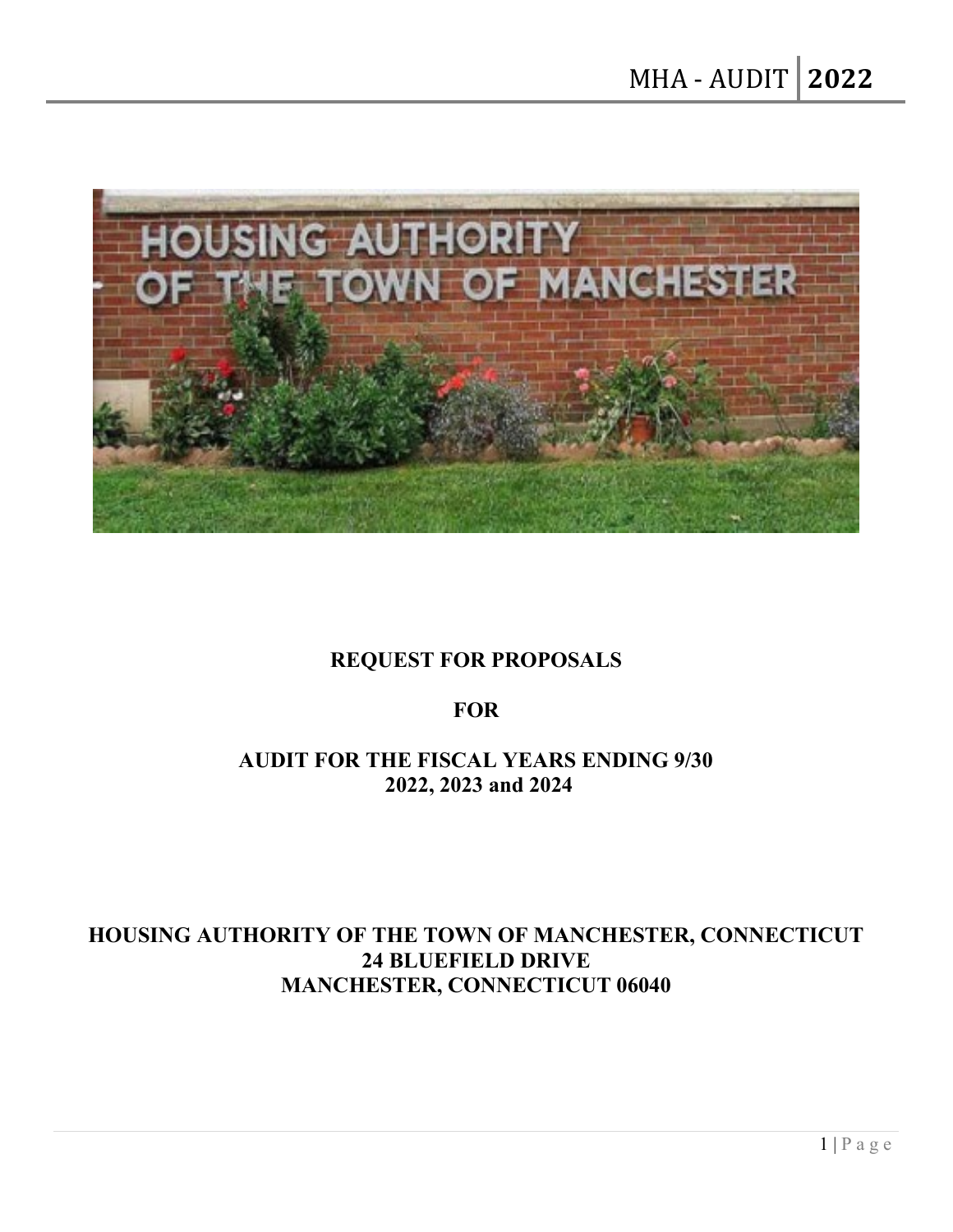# REQUEST FOR PROPOSALS

## FOR

## AUDIT FOR THE FISCAL YEARS ENDING 9/30 2022, 2023 and 2024

**HOUSING AUTHORITY OF THE TOWN OF MANCHESTER, CONNECTICUT**
**24 BLUEFIELD DRIVE**
**MANCHESTER, CONNECTICUT 06040**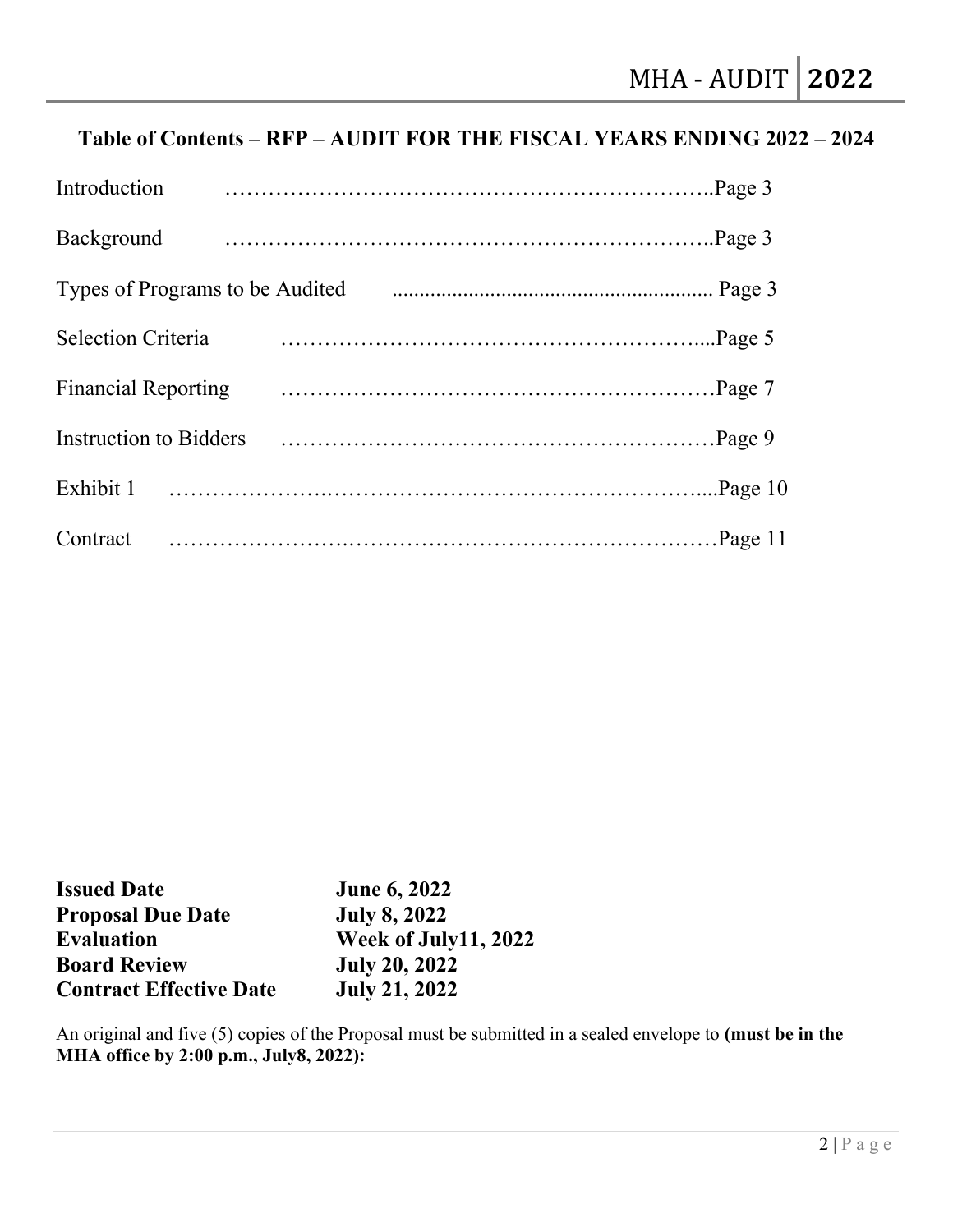## Table of Contents – RFP – AUDIT FOR THE FISCAL YEARS ENDING 2022 – 2024

| Section | Page |
|---|---|
| Introduction | Page 3 |
| Background | Page 3 |
| Types of Programs to be Audited | Page 3 |
| Selection Criteria | Page 5 |
| Financial Reporting | Page 7 |
| Instruction to Bidders | Page 9 |
| Exhibit 1 | Page 10 |
| Contract | Page 11 |

| | |
|---|---|
| **Issued Date** | **June 6, 2022** |
| **Proposal Due Date** | **July 8, 2022** |
| **Evaluation** | **Week of July11, 2022** |
| **Board Review** | **July 20, 2022** |
| **Contract Effective Date** | **July 21, 2022** |

An original and five (5) copies of the Proposal must be submitted in a sealed envelope to **(must be in the MHA office by 2:00 p.m., July8, 2022):**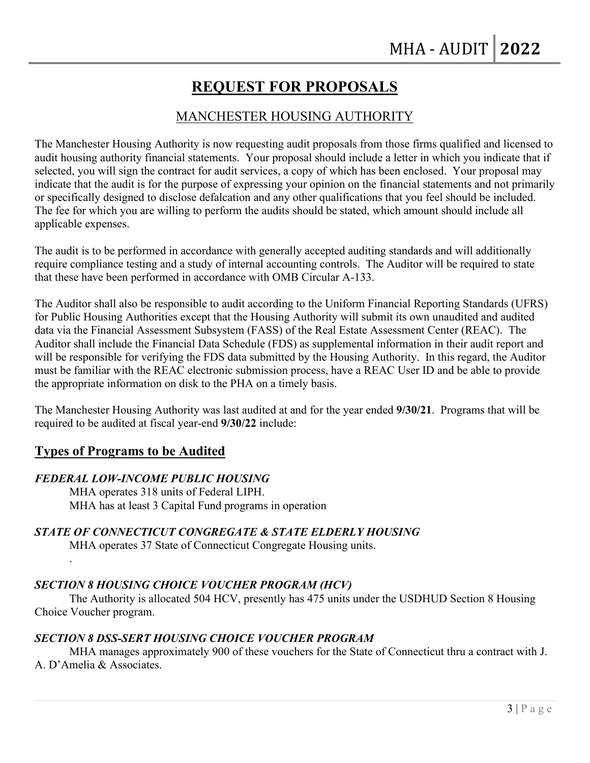# REQUEST FOR PROPOSALS

## MANCHESTER HOUSING AUTHORITY

The Manchester Housing Authority is now requesting audit proposals from those firms qualified and licensed to audit housing authority financial statements. Your proposal should include a letter in which you indicate that if selected, you will sign the contract for audit services, a copy of which has been enclosed. Your proposal may indicate that the audit is for the purpose of expressing your opinion on the financial statements and not primarily or specifically designed to disclose defalcation and any other qualifications that you feel should be included. The fee for which you are willing to perform the audits should be stated, which amount should include all applicable expenses.

The audit is to be performed in accordance with generally accepted auditing standards and will additionally require compliance testing and a study of internal accounting controls. The Auditor will be required to state that these have been performed in accordance with OMB Circular A-133.

The Auditor shall also be responsible to audit according to the Uniform Financial Reporting Standards (UFRS) for Public Housing Authorities except that the Housing Authority will submit its own unaudited and audited data via the Financial Assessment Subsystem (FASS) of the Real Estate Assessment Center (REAC). The Auditor shall include the Financial Data Schedule (FDS) as supplemental information in their audit report and will be responsible for verifying the FDS data submitted by the Housing Authority. In this regard, the Auditor must be familiar with the REAC electronic submission process, have a REAC User ID and be able to provide the appropriate information on disk to the PHA on a timely basis.

The Manchester Housing Authority was last audited at and for the year ended **9/30/21**. Programs that will be required to be audited at fiscal year-end **9/30/22** include:

## Types of Programs to be Audited

### *FEDERAL LOW-INCOME PUBLIC HOUSING*

MHA operates 318 units of Federal LIPH.
MHA has at least 3 Capital Fund programs in operation

### *STATE OF CONNECTICUT CONGREGATE & STATE ELDERLY HOUSING*

MHA operates 37 State of Connecticut Congregate Housing units.

.

### *SECTION 8 HOUSING CHOICE VOUCHER PROGRAM (HCV)*

The Authority is allocated 504 HCV, presently has 475 units under the USDHUD Section 8 Housing Choice Voucher program.

### *SECTION 8 DSS-SERT HOUSING CHOICE VOUCHER PROGRAM*

MHA manages approximately 900 of these vouchers for the State of Connecticut thru a contract with J. A. D'Amelia & Associates.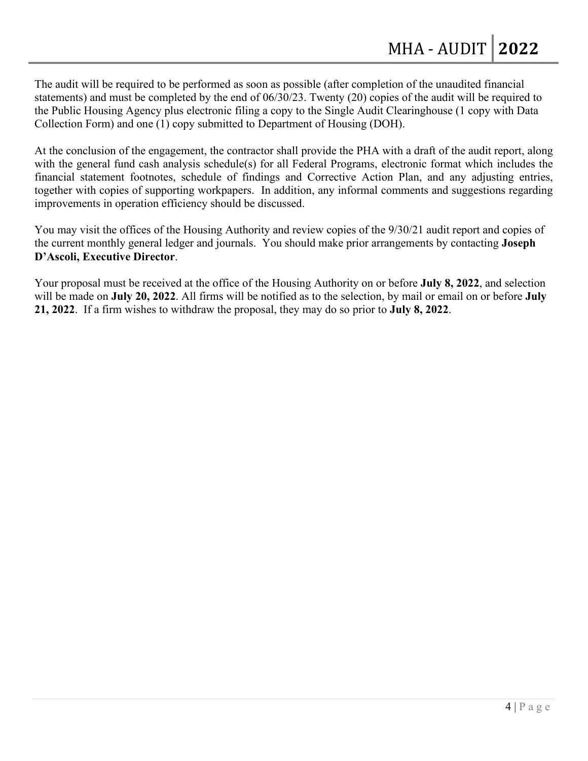The audit will be required to be performed as soon as possible (after completion of the unaudited financial statements) and must be completed by the end of 06/30/23. Twenty (20) copies of the audit will be required to the Public Housing Agency plus electronic filing a copy to the Single Audit Clearinghouse (1 copy with Data Collection Form) and one (1) copy submitted to Department of Housing (DOH).

At the conclusion of the engagement, the contractor shall provide the PHA with a draft of the audit report, along with the general fund cash analysis schedule(s) for all Federal Programs, electronic format which includes the financial statement footnotes, schedule of findings and Corrective Action Plan, and any adjusting entries, together with copies of supporting workpapers. In addition, any informal comments and suggestions regarding improvements in operation efficiency should be discussed.

You may visit the offices of the Housing Authority and review copies of the 9/30/21 audit report and copies of the current monthly general ledger and journals. You should make prior arrangements by contacting **Joseph D'Ascoli, Executive Director**.

Your proposal must be received at the office of the Housing Authority on or before **July 8, 2022**, and selection will be made on **July 20, 2022**. All firms will be notified as to the selection, by mail or email on or before **July 21, 2022**. If a firm wishes to withdraw the proposal, they may do so prior to **July 8, 2022**.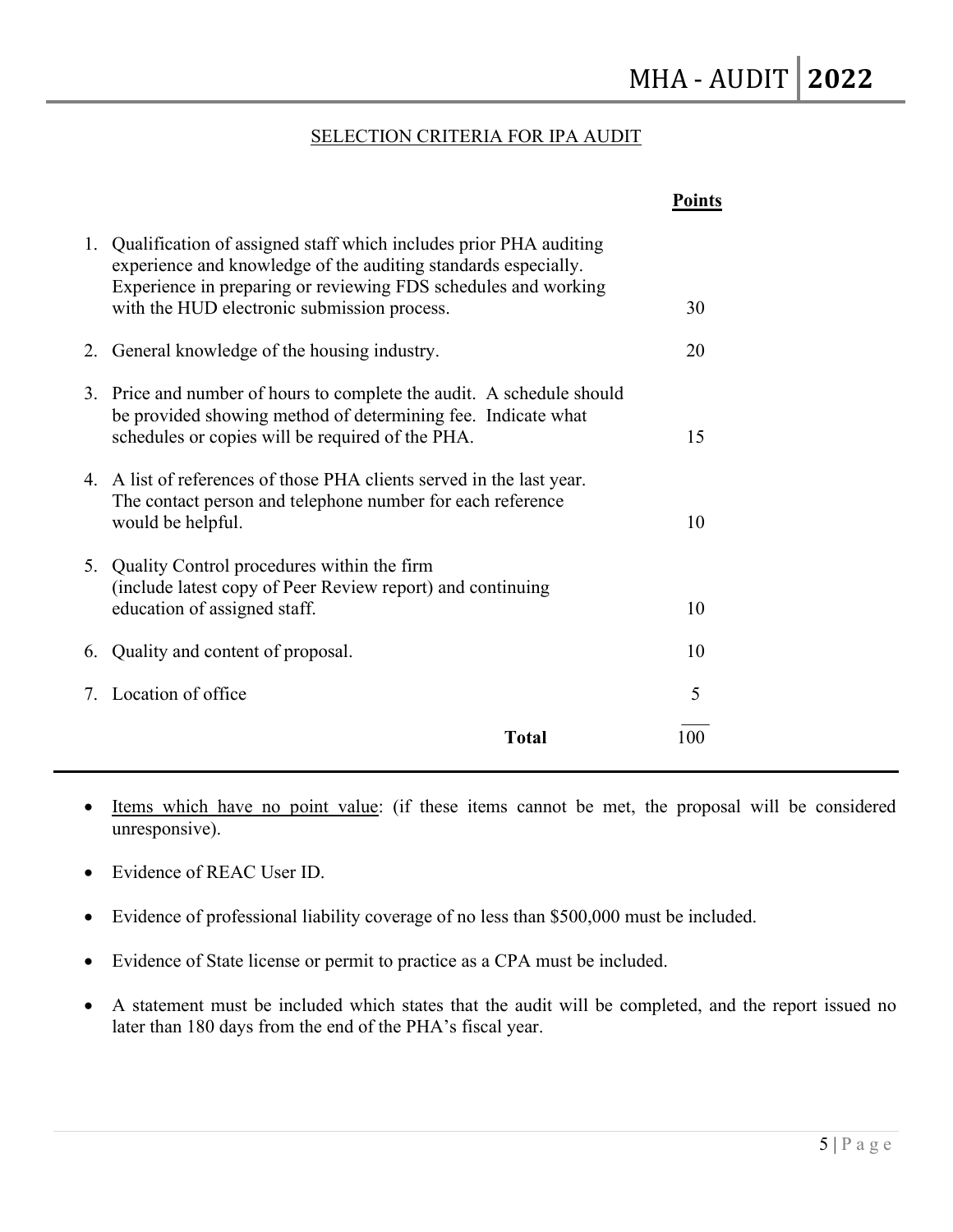## SELECTION CRITERIA FOR IPA AUDIT

| | | **Points** |
|---|---|---|
| 1. | Qualification of assigned staff which includes prior PHA auditing experience and knowledge of the auditing standards especially. Experience in preparing or reviewing FDS schedules and working with the HUD electronic submission process. | 30 |
| 2. | General knowledge of the housing industry. | 20 |
| 3. | Price and number of hours to complete the audit. A schedule should be provided showing method of determining fee. Indicate what schedules or copies will be required of the PHA. | 15 |
| 4. | A list of references of those PHA clients served in the last year. The contact person and telephone number for each reference would be helpful. | 10 |
| 5. | Quality Control procedures within the firm (include latest copy of Peer Review report) and continuing education of assigned staff. | 10 |
| 6. | Quality and content of proposal. | 10 |
| 7. | Location of office | 5 |
| | **Total** | 100 |

- Items which have no point value: (if these items cannot be met, the proposal will be considered unresponsive).
- Evidence of REAC User ID.
- Evidence of professional liability coverage of no less than $500,000 must be included.
- Evidence of State license or permit to practice as a CPA must be included.
- A statement must be included which states that the audit will be completed, and the report issued no later than 180 days from the end of the PHA's fiscal year.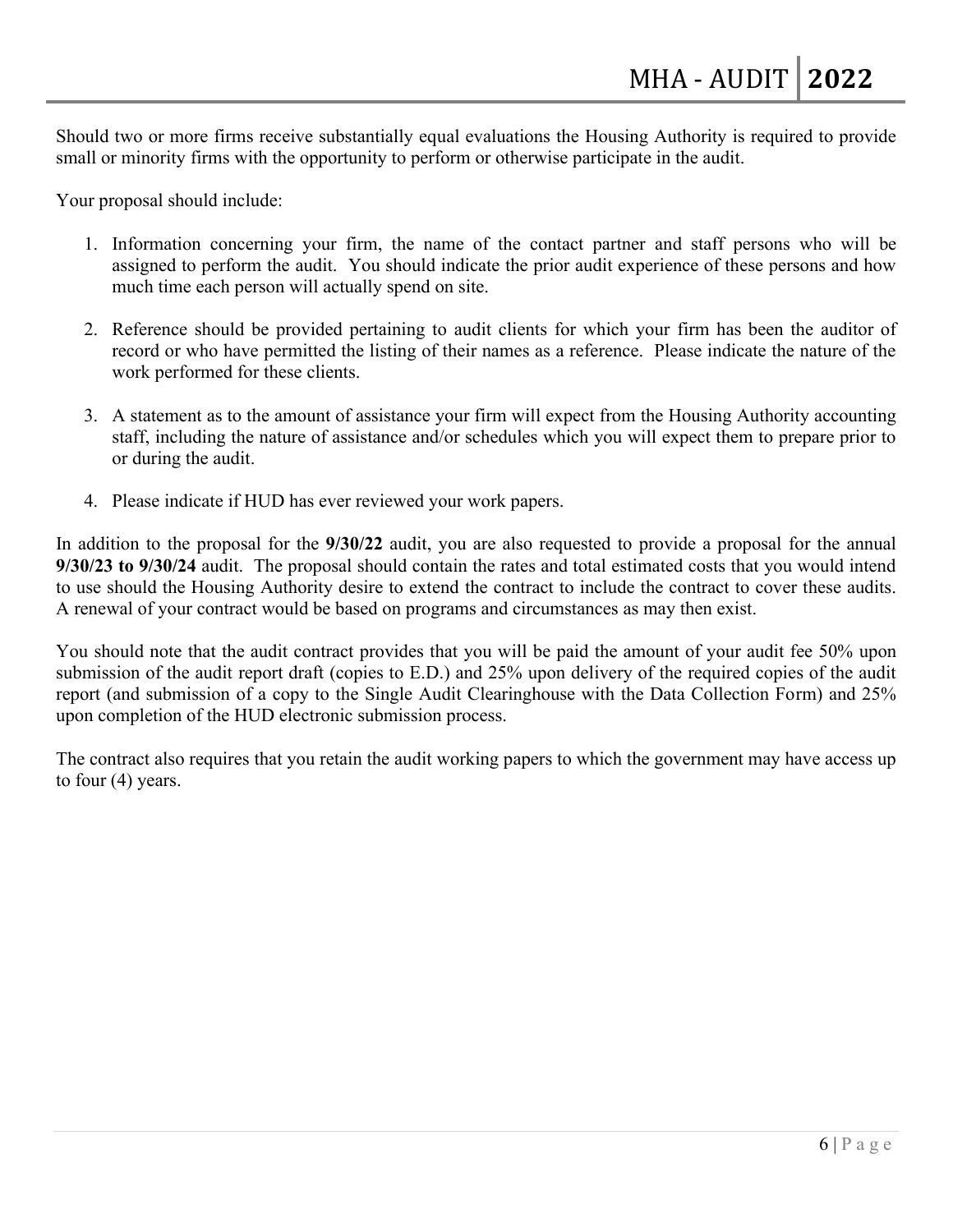Should two or more firms receive substantially equal evaluations the Housing Authority is required to provide small or minority firms with the opportunity to perform or otherwise participate in the audit.

Your proposal should include:

1. Information concerning your firm, the name of the contact partner and staff persons who will be assigned to perform the audit. You should indicate the prior audit experience of these persons and how much time each person will actually spend on site.

2. Reference should be provided pertaining to audit clients for which your firm has been the auditor of record or who have permitted the listing of their names as a reference. Please indicate the nature of the work performed for these clients.

3. A statement as to the amount of assistance your firm will expect from the Housing Authority accounting staff, including the nature of assistance and/or schedules which you will expect them to prepare prior to or during the audit.

4. Please indicate if HUD has ever reviewed your work papers.

In addition to the proposal for the **9/30/22** audit, you are also requested to provide a proposal for the annual **9/30/23 to 9/30/24** audit. The proposal should contain the rates and total estimated costs that you would intend to use should the Housing Authority desire to extend the contract to include the contract to cover these audits. A renewal of your contract would be based on programs and circumstances as may then exist.

You should note that the audit contract provides that you will be paid the amount of your audit fee 50% upon submission of the audit report draft (copies to E.D.) and 25% upon delivery of the required copies of the audit report (and submission of a copy to the Single Audit Clearinghouse with the Data Collection Form) and 25% upon completion of the HUD electronic submission process.

The contract also requires that you retain the audit working papers to which the government may have access up to four (4) years.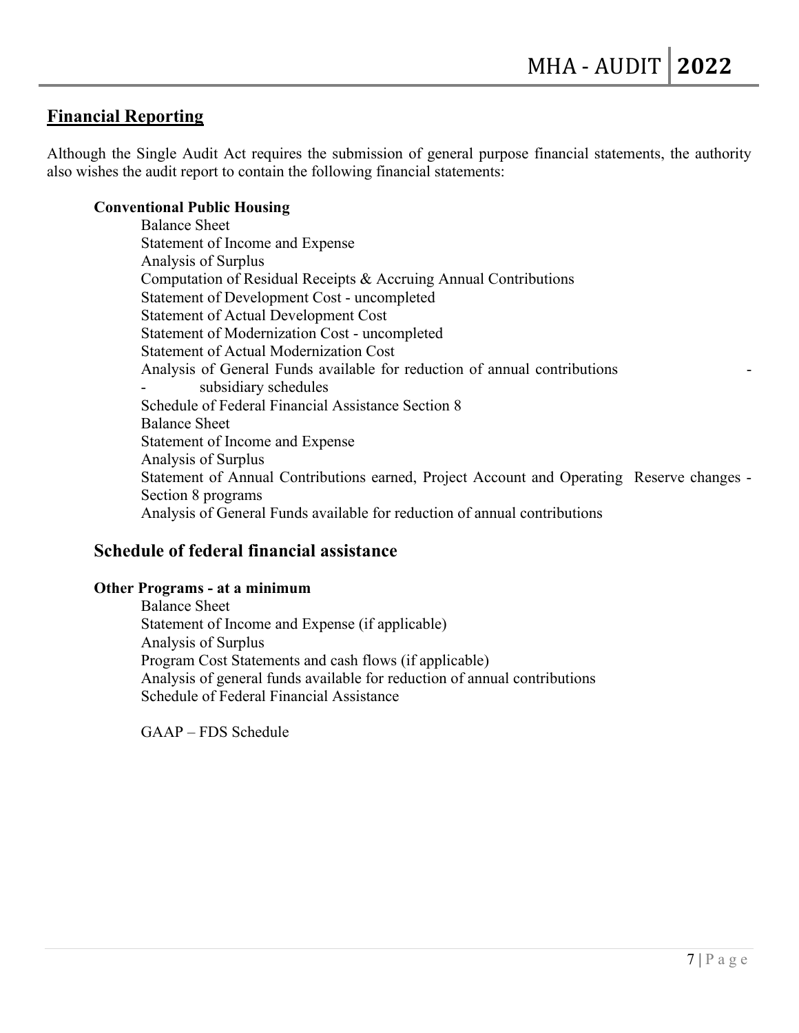## Financial Reporting

Although the Single Audit Act requires the submission of general purpose financial statements, the authority also wishes the audit report to contain the following financial statements:

**Conventional Public Housing**

Balance Sheet
Statement of Income and Expense
Analysis of Surplus
Computation of Residual Receipts & Accruing Annual Contributions
Statement of Development Cost - uncompleted
Statement of Actual Development Cost
Statement of Modernization Cost - uncompleted
Statement of Actual Modernization Cost
Analysis of General Funds available for reduction of annual contributions - - subsidiary schedules
Schedule of Federal Financial Assistance Section 8
Balance Sheet
Statement of Income and Expense
Analysis of Surplus
Statement of Annual Contributions earned, Project Account and Operating Reserve changes - Section 8 programs
Analysis of General Funds available for reduction of annual contributions

## Schedule of federal financial assistance

**Other Programs - at a minimum**

Balance Sheet
Statement of Income and Expense (if applicable)
Analysis of Surplus
Program Cost Statements and cash flows (if applicable)
Analysis of general funds available for reduction of annual contributions
Schedule of Federal Financial Assistance

GAAP – FDS Schedule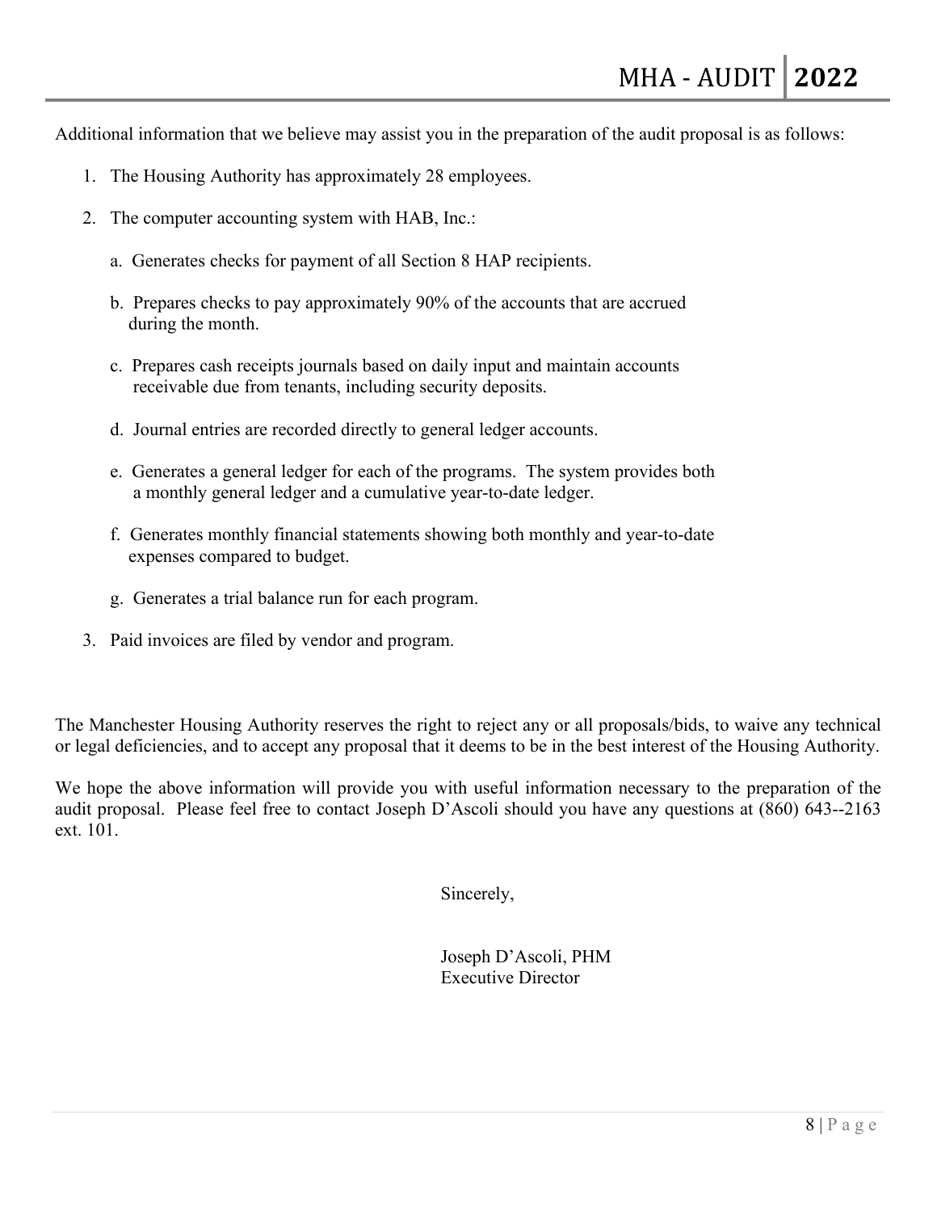Additional information that we believe may assist you in the preparation of the audit proposal is as follows:

1. The Housing Authority has approximately 28 employees.
2. The computer accounting system with HAB, Inc.:
   a. Generates checks for payment of all Section 8 HAP recipients.
   b. Prepares checks to pay approximately 90% of the accounts that are accrued during the month.
   c. Prepares cash receipts journals based on daily input and maintain accounts receivable due from tenants, including security deposits.
   d. Journal entries are recorded directly to general ledger accounts.
   e. Generates a general ledger for each of the programs. The system provides both a monthly general ledger and a cumulative year-to-date ledger.
   f. Generates monthly financial statements showing both monthly and year-to-date expenses compared to budget.
   g. Generates a trial balance run for each program.
3. Paid invoices are filed by vendor and program.

The Manchester Housing Authority reserves the right to reject any or all proposals/bids, to waive any technical or legal deficiencies, and to accept any proposal that it deems to be in the best interest of the Housing Authority.

We hope the above information will provide you with useful information necessary to the preparation of the audit proposal. Please feel free to contact Joseph D'Ascoli should you have any questions at (860) 643--2163 ext. 101.

Sincerely,

Joseph D'Ascoli, PHM
Executive Director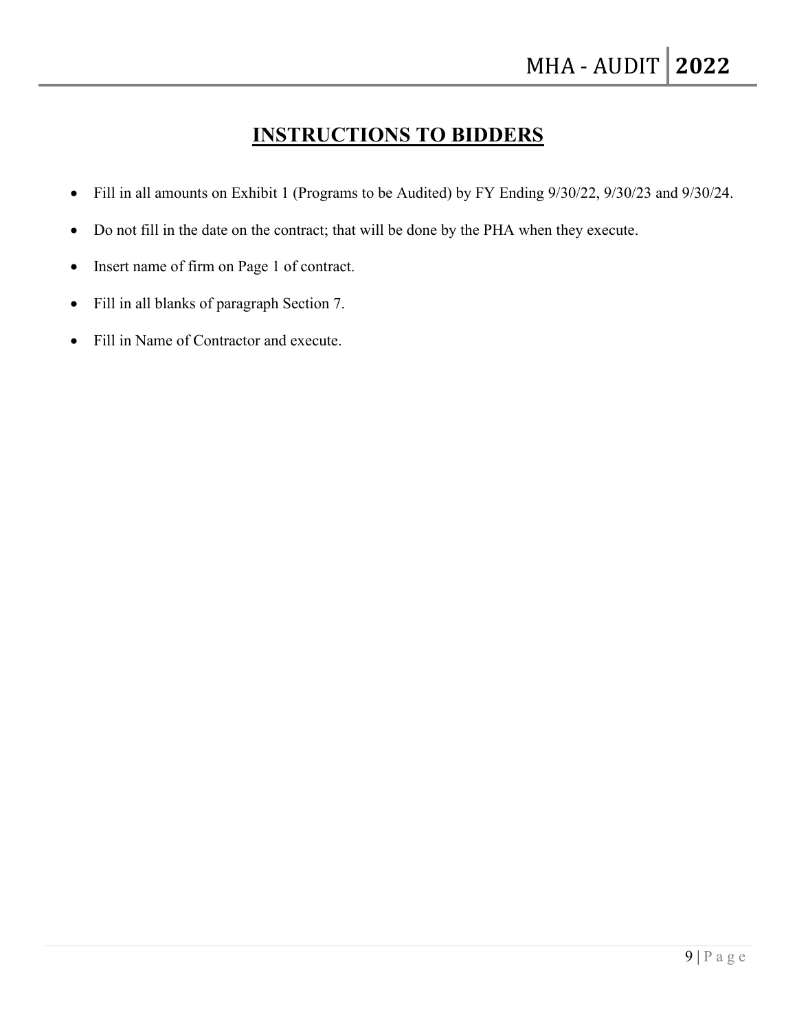# INSTRUCTIONS TO BIDDERS

- Fill in all amounts on Exhibit 1 (Programs to be Audited) by FY Ending 9/30/22, 9/30/23 and 9/30/24.
- Do not fill in the date on the contract; that will be done by the PHA when they execute.
- Insert name of firm on Page 1 of contract.
- Fill in all blanks of paragraph Section 7.
- Fill in Name of Contractor and execute.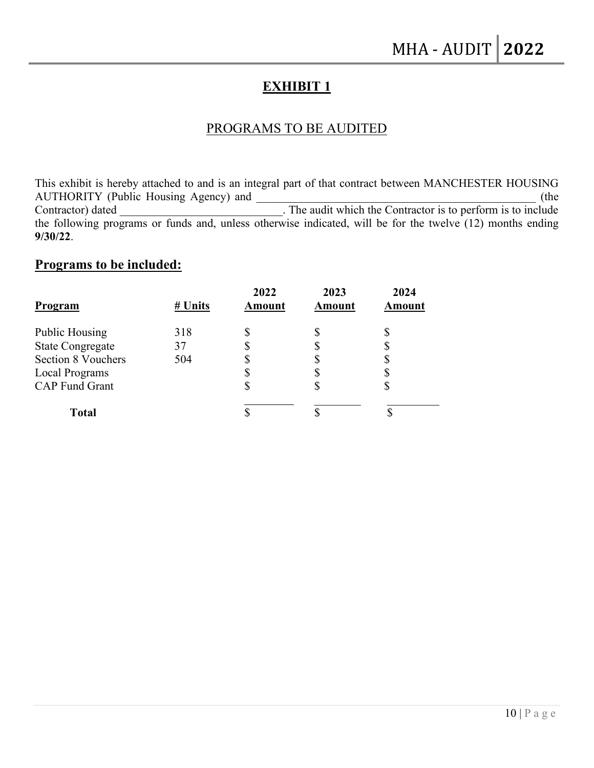# EXHIBIT 1

## PROGRAMS TO BE AUDITED

This exhibit is hereby attached to and is an integral part of that contract between MANCHESTER HOUSING AUTHORITY (Public Housing Agency) and ___________________________________________________ (the Contractor) dated ____________________________. The audit which the Contractor is to perform is to include the following programs or funds and, unless otherwise indicated, will be for the twelve (12) months ending **9/30/22**.

## Programs to be included:

| Program | # Units | 2022 Amount | 2023 Amount | 2024 Amount |
|---|---|---|---|---|
| Public Housing | 318 | $ | $ | $ |
| State Congregate | 37 | $ | $ | $ |
| Section 8 Vouchers | 504 | $ | $ | $ |
| Local Programs | | $ | $ | $ |
| CAP Fund Grant | | $ | $ | $ |
| **Total** | | $ | $ | $ |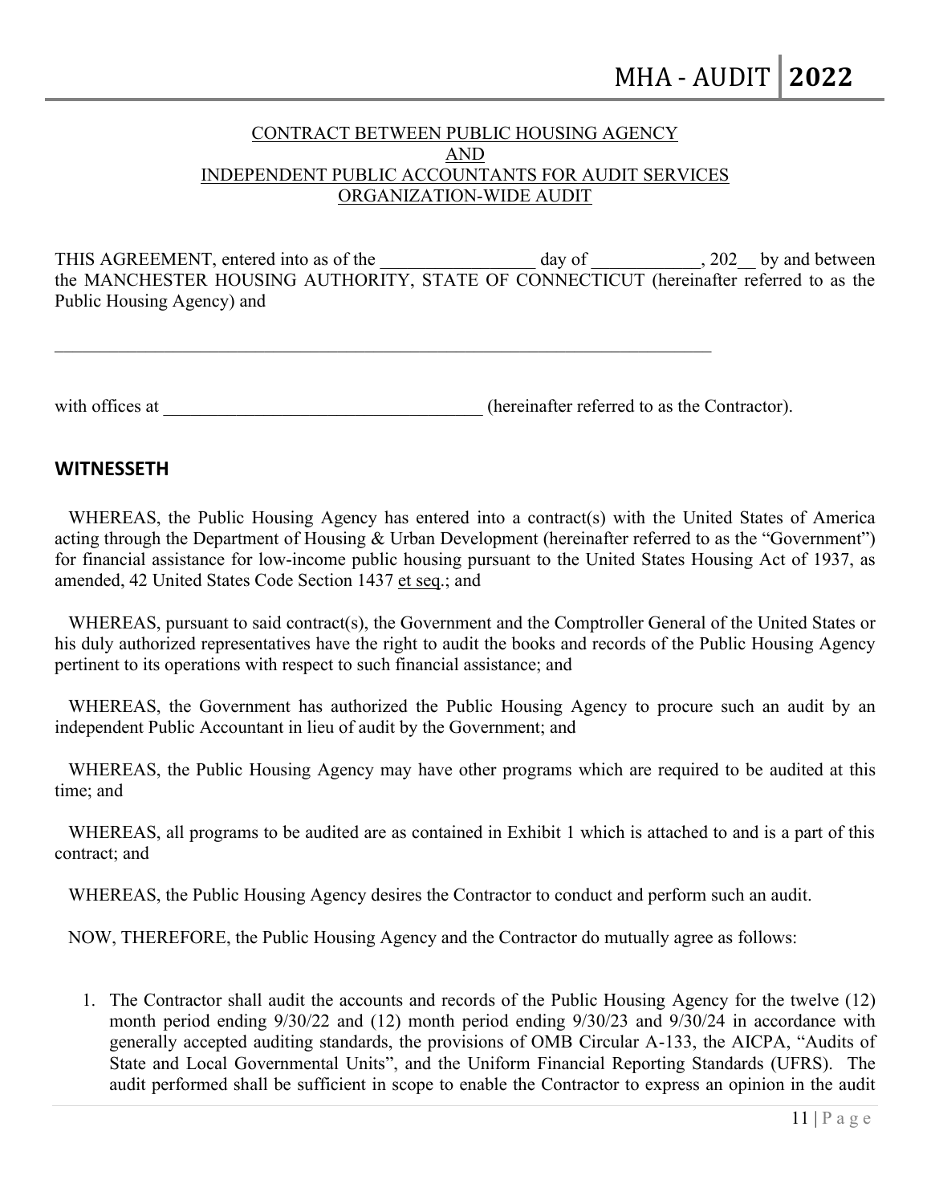<u>CONTRACT BETWEEN PUBLIC HOUSING AGENCY</u>
<u>AND</u>
<u>INDEPENDENT PUBLIC ACCOUNTANTS FOR AUDIT SERVICES</u>
<u>ORGANIZATION-WIDE AUDIT</u>

THIS AGREEMENT, entered into as of the _________________ day of ____________, 202__ by and between the MANCHESTER HOUSING AUTHORITY, STATE OF CONNECTICUT (hereinafter referred to as the Public Housing Agency) and

_____________________________________________________________________________

with offices at ____________________________________ (hereinafter referred to as the Contractor).

## WITNESSETH

WHEREAS, the Public Housing Agency has entered into a contract(s) with the United States of America acting through the Department of Housing & Urban Development (hereinafter referred to as the "Government") for financial assistance for low-income public housing pursuant to the United States Housing Act of 1937, as amended, 42 United States Code Section 1437 <u>et seq</u>.; and

WHEREAS, pursuant to said contract(s), the Government and the Comptroller General of the United States or his duly authorized representatives have the right to audit the books and records of the Public Housing Agency pertinent to its operations with respect to such financial assistance; and

WHEREAS, the Government has authorized the Public Housing Agency to procure such an audit by an independent Public Accountant in lieu of audit by the Government; and

WHEREAS, the Public Housing Agency may have other programs which are required to be audited at this time; and

WHEREAS, all programs to be audited are as contained in Exhibit 1 which is attached to and is a part of this contract; and

WHEREAS, the Public Housing Agency desires the Contractor to conduct and perform such an audit.

NOW, THEREFORE, the Public Housing Agency and the Contractor do mutually agree as follows:

1. The Contractor shall audit the accounts and records of the Public Housing Agency for the twelve (12) month period ending 9/30/22 and (12) month period ending 9/30/23 and 9/30/24 in accordance with generally accepted auditing standards, the provisions of OMB Circular A-133, the AICPA, "Audits of State and Local Governmental Units", and the Uniform Financial Reporting Standards (UFRS). The audit performed shall be sufficient in scope to enable the Contractor to express an opinion in the audit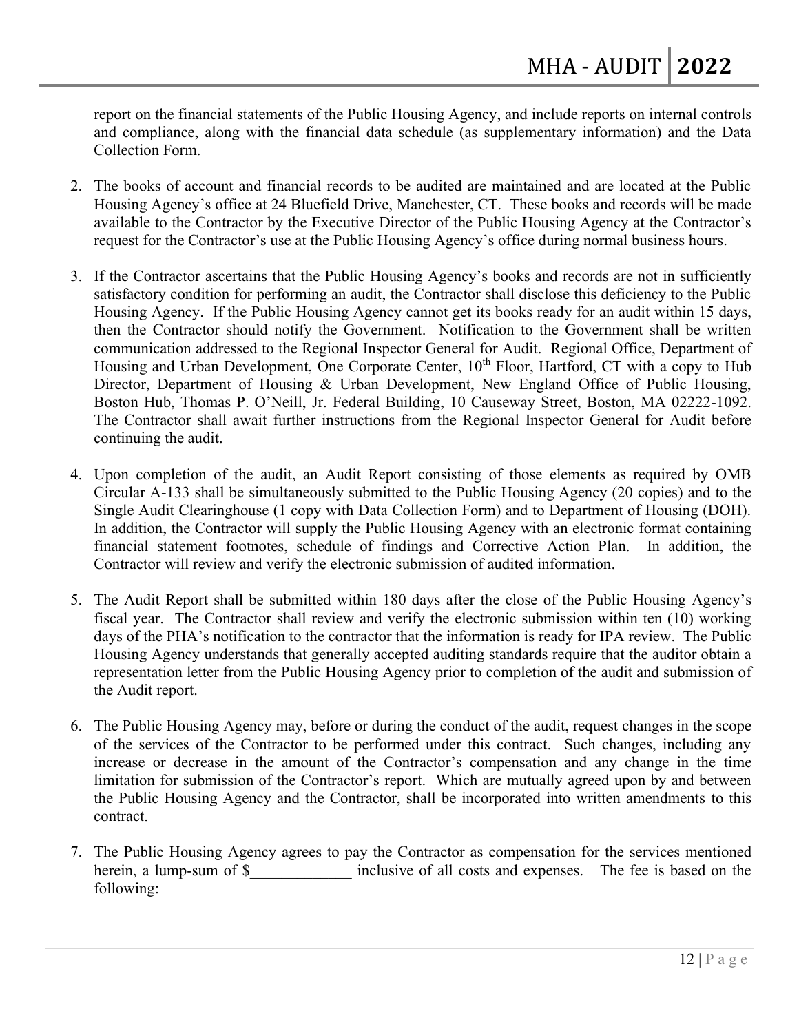report on the financial statements of the Public Housing Agency, and include reports on internal controls and compliance, along with the financial data schedule (as supplementary information) and the Data Collection Form.

2. The books of account and financial records to be audited are maintained and are located at the Public Housing Agency's office at 24 Bluefield Drive, Manchester, CT. These books and records will be made available to the Contractor by the Executive Director of the Public Housing Agency at the Contractor's request for the Contractor's use at the Public Housing Agency's office during normal business hours.

3. If the Contractor ascertains that the Public Housing Agency's books and records are not in sufficiently satisfactory condition for performing an audit, the Contractor shall disclose this deficiency to the Public Housing Agency. If the Public Housing Agency cannot get its books ready for an audit within 15 days, then the Contractor should notify the Government. Notification to the Government shall be written communication addressed to the Regional Inspector General for Audit. Regional Office, Department of Housing and Urban Development, One Corporate Center, 10th Floor, Hartford, CT with a copy to Hub Director, Department of Housing & Urban Development, New England Office of Public Housing, Boston Hub, Thomas P. O'Neill, Jr. Federal Building, 10 Causeway Street, Boston, MA 02222-1092. The Contractor shall await further instructions from the Regional Inspector General for Audit before continuing the audit.

4. Upon completion of the audit, an Audit Report consisting of those elements as required by OMB Circular A-133 shall be simultaneously submitted to the Public Housing Agency (20 copies) and to the Single Audit Clearinghouse (1 copy with Data Collection Form) and to Department of Housing (DOH). In addition, the Contractor will supply the Public Housing Agency with an electronic format containing financial statement footnotes, schedule of findings and Corrective Action Plan. In addition, the Contractor will review and verify the electronic submission of audited information.

5. The Audit Report shall be submitted within 180 days after the close of the Public Housing Agency's fiscal year. The Contractor shall review and verify the electronic submission within ten (10) working days of the PHA's notification to the contractor that the information is ready for IPA review. The Public Housing Agency understands that generally accepted auditing standards require that the auditor obtain a representation letter from the Public Housing Agency prior to completion of the audit and submission of the Audit report.

6. The Public Housing Agency may, before or during the conduct of the audit, request changes in the scope of the services of the Contractor to be performed under this contract. Such changes, including any increase or decrease in the amount of the Contractor's compensation and any change in the time limitation for submission of the Contractor's report. Which are mutually agreed upon by and between the Public Housing Agency and the Contractor, shall be incorporated into written amendments to this contract.

7. The Public Housing Agency agrees to pay the Contractor as compensation for the services mentioned herein, a lump-sum of $_____________ inclusive of all costs and expenses. The fee is based on the following: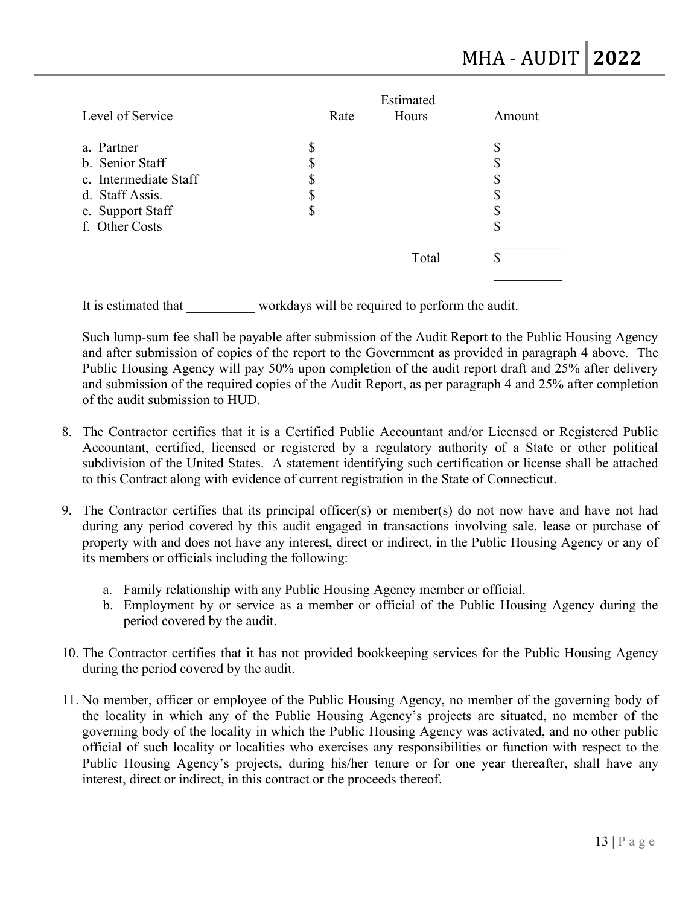| Level of Service | Rate | Estimated Hours | Amount |
|---|---|---|---|
| a. Partner | $ | | $ |
| b. Senior Staff | $ | | $ |
| c. Intermediate Staff | $ | | $ |
| d. Staff Assis. | $ | | $ |
| e. Support Staff | $ | | $ |
| f. Other Costs | | | $ |
| | | Total | $ |

It is estimated that __________ workdays will be required to perform the audit.

Such lump-sum fee shall be payable after submission of the Audit Report to the Public Housing Agency and after submission of copies of the report to the Government as provided in paragraph 4 above. The Public Housing Agency will pay 50% upon completion of the audit report draft and 25% after delivery and submission of the required copies of the Audit Report, as per paragraph 4 and 25% after completion of the audit submission to HUD.

8. The Contractor certifies that it is a Certified Public Accountant and/or Licensed or Registered Public Accountant, certified, licensed or registered by a regulatory authority of a State or other political subdivision of the United States. A statement identifying such certification or license shall be attached to this Contract along with evidence of current registration in the State of Connecticut.

9. The Contractor certifies that its principal officer(s) or member(s) do not now have and have not had during any period covered by this audit engaged in transactions involving sale, lease or purchase of property with and does not have any interest, direct or indirect, in the Public Housing Agency or any of its members or officials including the following:

   a. Family relationship with any Public Housing Agency member or official.
   b. Employment by or service as a member or official of the Public Housing Agency during the period covered by the audit.

10. The Contractor certifies that it has not provided bookkeeping services for the Public Housing Agency during the period covered by the audit.

11. No member, officer or employee of the Public Housing Agency, no member of the governing body of the locality in which any of the Public Housing Agency's projects are situated, no member of the governing body of the locality in which the Public Housing Agency was activated, and no other public official of such locality or localities who exercises any responsibilities or function with respect to the Public Housing Agency's projects, during his/her tenure or for one year thereafter, shall have any interest, direct or indirect, in this contract or the proceeds thereof.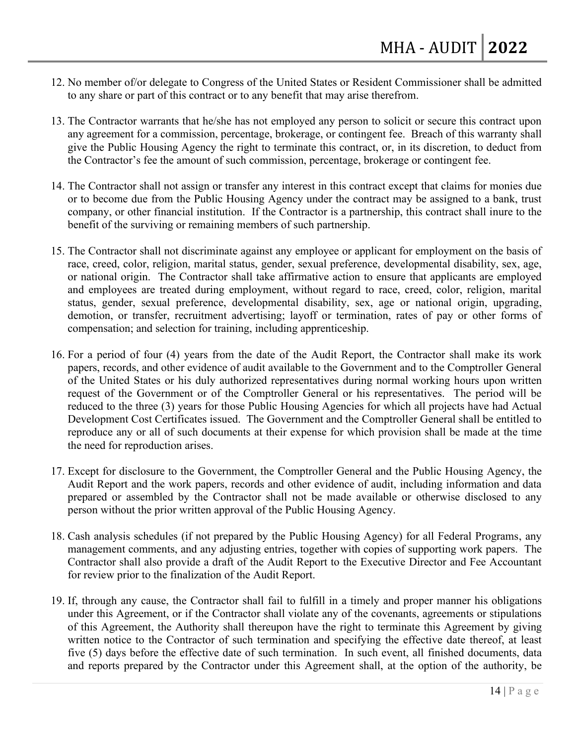12. No member of/or delegate to Congress of the United States or Resident Commissioner shall be admitted to any share or part of this contract or to any benefit that may arise therefrom.

13. The Contractor warrants that he/she has not employed any person to solicit or secure this contract upon any agreement for a commission, percentage, brokerage, or contingent fee. Breach of this warranty shall give the Public Housing Agency the right to terminate this contract, or, in its discretion, to deduct from the Contractor's fee the amount of such commission, percentage, brokerage or contingent fee.

14. The Contractor shall not assign or transfer any interest in this contract except that claims for monies due or to become due from the Public Housing Agency under the contract may be assigned to a bank, trust company, or other financial institution. If the Contractor is a partnership, this contract shall inure to the benefit of the surviving or remaining members of such partnership.

15. The Contractor shall not discriminate against any employee or applicant for employment on the basis of race, creed, color, religion, marital status, gender, sexual preference, developmental disability, sex, age, or national origin. The Contractor shall take affirmative action to ensure that applicants are employed and employees are treated during employment, without regard to race, creed, color, religion, marital status, gender, sexual preference, developmental disability, sex, age or national origin, upgrading, demotion, or transfer, recruitment advertising; layoff or termination, rates of pay or other forms of compensation; and selection for training, including apprenticeship.

16. For a period of four (4) years from the date of the Audit Report, the Contractor shall make its work papers, records, and other evidence of audit available to the Government and to the Comptroller General of the United States or his duly authorized representatives during normal working hours upon written request of the Government or of the Comptroller General or his representatives. The period will be reduced to the three (3) years for those Public Housing Agencies for which all projects have had Actual Development Cost Certificates issued. The Government and the Comptroller General shall be entitled to reproduce any or all of such documents at their expense for which provision shall be made at the time the need for reproduction arises.

17. Except for disclosure to the Government, the Comptroller General and the Public Housing Agency, the Audit Report and the work papers, records and other evidence of audit, including information and data prepared or assembled by the Contractor shall not be made available or otherwise disclosed to any person without the prior written approval of the Public Housing Agency.

18. Cash analysis schedules (if not prepared by the Public Housing Agency) for all Federal Programs, any management comments, and any adjusting entries, together with copies of supporting work papers. The Contractor shall also provide a draft of the Audit Report to the Executive Director and Fee Accountant for review prior to the finalization of the Audit Report.

19. If, through any cause, the Contractor shall fail to fulfill in a timely and proper manner his obligations under this Agreement, or if the Contractor shall violate any of the covenants, agreements or stipulations of this Agreement, the Authority shall thereupon have the right to terminate this Agreement by giving written notice to the Contractor of such termination and specifying the effective date thereof, at least five (5) days before the effective date of such termination. In such event, all finished documents, data and reports prepared by the Contractor under this Agreement shall, at the option of the authority, be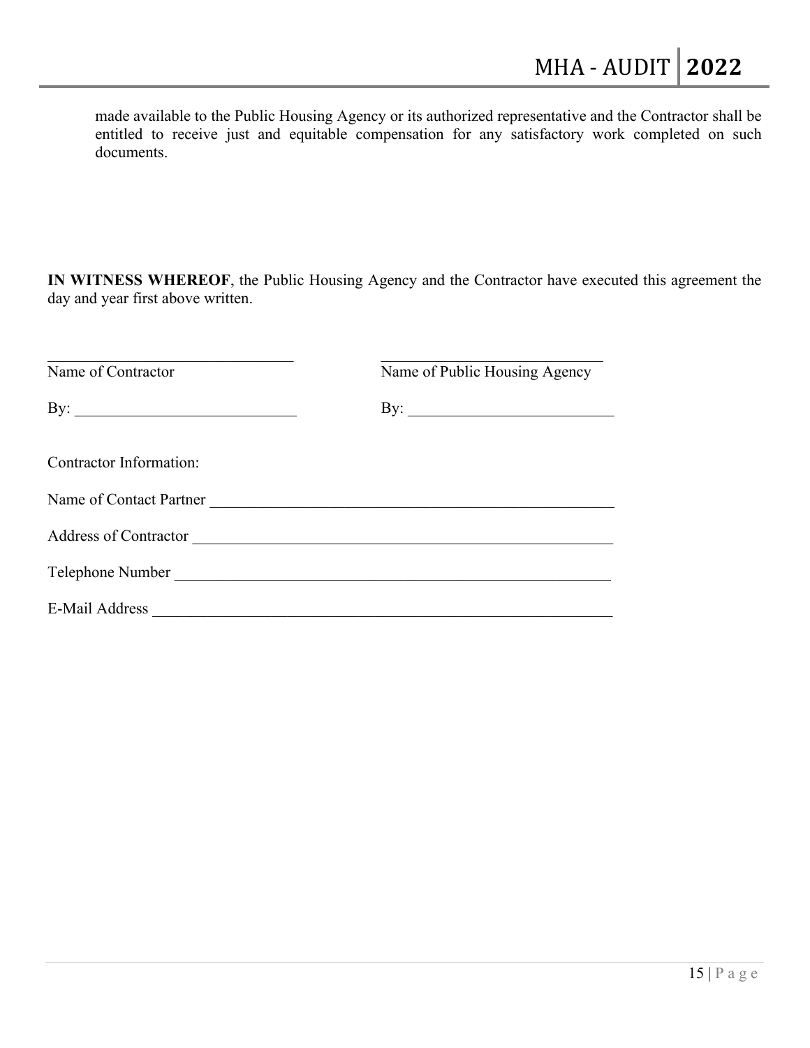made available to the Public Housing Agency or its authorized representative and the Contractor shall be entitled to receive just and equitable compensation for any satisfactory work completed on such documents.

**IN WITNESS WHEREOF**, the Public Housing Agency and the Contractor have executed this agreement the day and year first above written.

| | |
|---|---|
| ______________________________ | ______________________________ |
| Name of Contractor | Name of Public Housing Agency |
| By: ___________________________ | By: ___________________________ |

Contractor Information:

Name of Contact Partner ______________________________________________

Address of Contractor ________________________________________________

Telephone Number ___________________________________________________

E-Mail Address _____________________________________________________